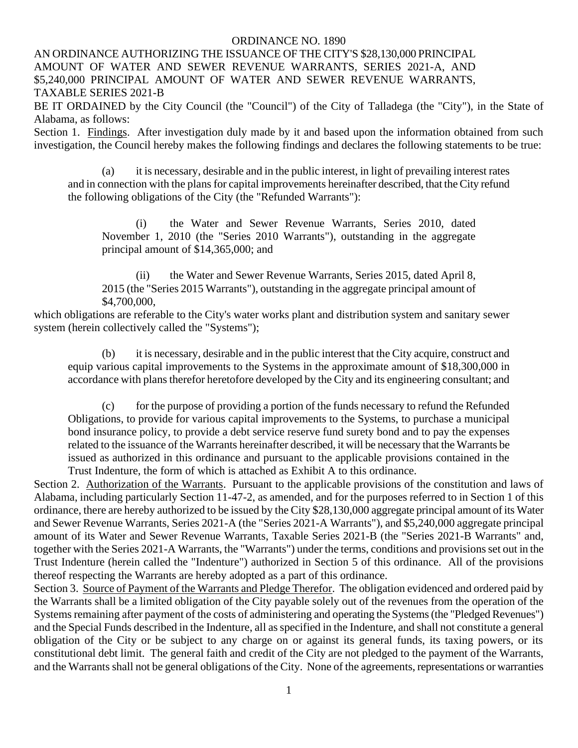# ORDINANCE NO. 1890

## AN ORDINANCE AUTHORIZING THE ISSUANCE OF THE CITY'S $28,130,000 PRINCIPAL AMOUNT OF WATER AND SEWER REVENUE WARRANTS, SERIES 2021-A, AND $5,240,000 PRINCIPAL AMOUNT OF WATER AND SEWER REVENUE WARRANTS, TAXABLE SERIES 2021-B

BE IT ORDAINED by the City Council (the "Council") of the City of Talladega (the "City"), in the State of Alabama, as follows:

Section 1. Findings. After investigation duly made by it and based upon the information obtained from such investigation, the Council hereby makes the following findings and declares the following statements to be true:

(a) it is necessary, desirable and in the public interest, in light of prevailing interest rates and in connection with the plans for capital improvements hereinafter described, that the City refund the following obligations of the City (the "Refunded Warrants"):

(i) the Water and Sewer Revenue Warrants, Series 2010, dated November 1, 2010 (the "Series 2010 Warrants"), outstanding in the aggregate principal amount of $14,365,000; and

(ii) the Water and Sewer Revenue Warrants, Series 2015, dated April 8, 2015 (the "Series 2015 Warrants"), outstanding in the aggregate principal amount of $4,700,000,

which obligations are referable to the City's water works plant and distribution system and sanitary sewer system (herein collectively called the "Systems");

(b) it is necessary, desirable and in the public interest that the City acquire, construct and equip various capital improvements to the Systems in the approximate amount of $18,300,000 in accordance with plans therefor heretofore developed by the City and its engineering consultant; and

(c) for the purpose of providing a portion of the funds necessary to refund the Refunded Obligations, to provide for various capital improvements to the Systems, to purchase a municipal bond insurance policy, to provide a debt service reserve fund surety bond and to pay the expenses related to the issuance of the Warrants hereinafter described, it will be necessary that the Warrants be issued as authorized in this ordinance and pursuant to the applicable provisions contained in the Trust Indenture, the form of which is attached as Exhibit A to this ordinance.

Section 2. Authorization of the Warrants. Pursuant to the applicable provisions of the constitution and laws of Alabama, including particularly Section 11-47-2, as amended, and for the purposes referred to in Section 1 of this ordinance, there are hereby authorized to be issued by the City $28,130,000 aggregate principal amount of its Water and Sewer Revenue Warrants, Series 2021-A (the "Series 2021-A Warrants"), and $5,240,000 aggregate principal amount of its Water and Sewer Revenue Warrants, Taxable Series 2021-B (the "Series 2021-B Warrants" and, together with the Series 2021-A Warrants, the "Warrants") under the terms, conditions and provisions set out in the Trust Indenture (herein called the "Indenture") authorized in Section 5 of this ordinance. All of the provisions thereof respecting the Warrants are hereby adopted as a part of this ordinance.

Section 3. Source of Payment of the Warrants and Pledge Therefor. The obligation evidenced and ordered paid by the Warrants shall be a limited obligation of the City payable solely out of the revenues from the operation of the Systems remaining after payment of the costs of administering and operating the Systems (the "Pledged Revenues") and the Special Funds described in the Indenture, all as specified in the Indenture, and shall not constitute a general obligation of the City or be subject to any charge on or against its general funds, its taxing powers, or its constitutional debt limit. The general faith and credit of the City are not pledged to the payment of the Warrants, and the Warrants shall not be general obligations of the City. None of the agreements, representations or warranties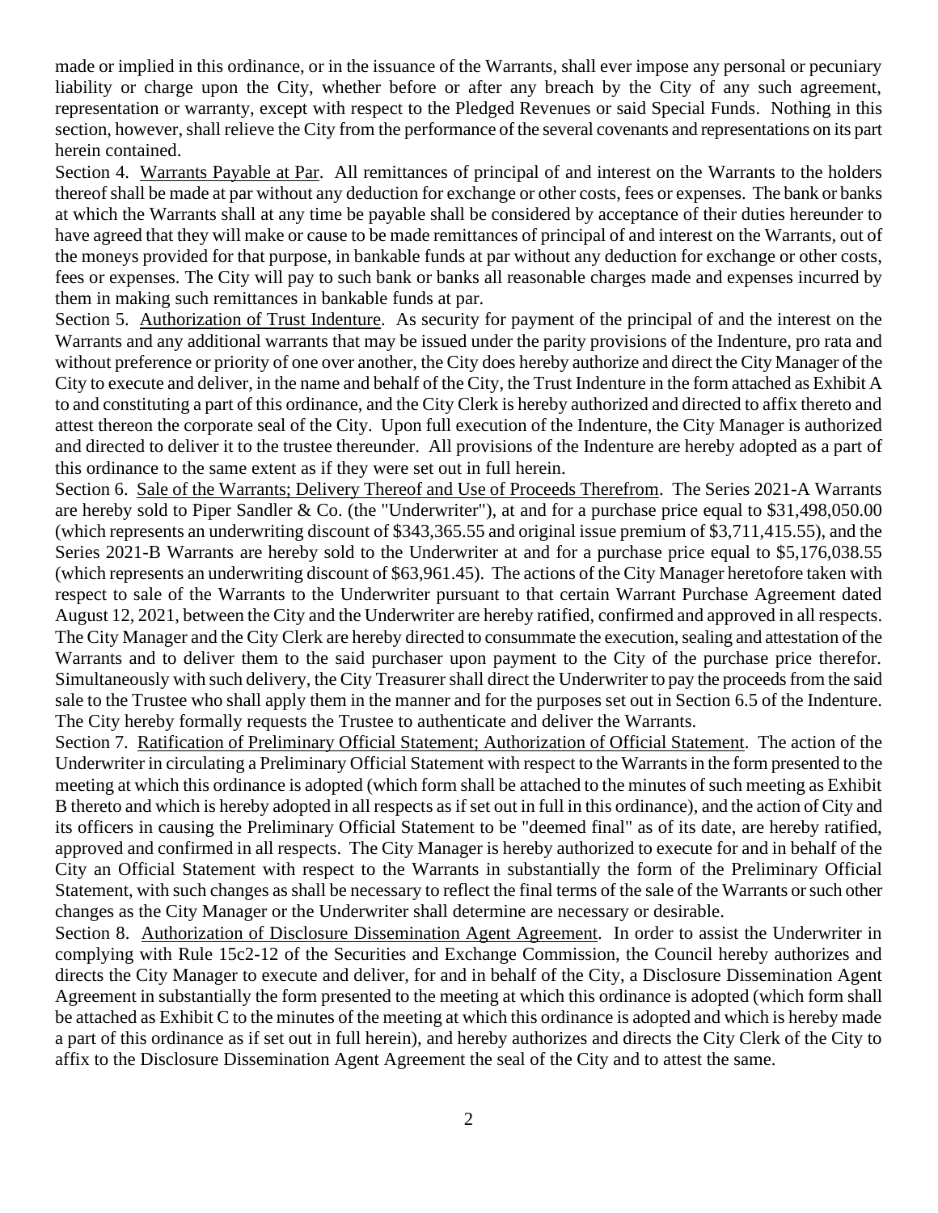made or implied in this ordinance, or in the issuance of the Warrants, shall ever impose any personal or pecuniary liability or charge upon the City, whether before or after any breach by the City of any such agreement, representation or warranty, except with respect to the Pledged Revenues or said Special Funds. Nothing in this section, however, shall relieve the City from the performance of the several covenants and representations on its part herein contained.

Section 4. Warrants Payable at Par. All remittances of principal of and interest on the Warrants to the holders thereof shall be made at par without any deduction for exchange or other costs, fees or expenses. The bank or banks at which the Warrants shall at any time be payable shall be considered by acceptance of their duties hereunder to have agreed that they will make or cause to be made remittances of principal of and interest on the Warrants, out of the moneys provided for that purpose, in bankable funds at par without any deduction for exchange or other costs, fees or expenses. The City will pay to such bank or banks all reasonable charges made and expenses incurred by them in making such remittances in bankable funds at par.

Section 5. Authorization of Trust Indenture. As security for payment of the principal of and the interest on the Warrants and any additional warrants that may be issued under the parity provisions of the Indenture, pro rata and without preference or priority of one over another, the City does hereby authorize and direct the City Manager of the City to execute and deliver, in the name and behalf of the City, the Trust Indenture in the form attached as Exhibit A to and constituting a part of this ordinance, and the City Clerk is hereby authorized and directed to affix thereto and attest thereon the corporate seal of the City. Upon full execution of the Indenture, the City Manager is authorized and directed to deliver it to the trustee thereunder. All provisions of the Indenture are hereby adopted as a part of this ordinance to the same extent as if they were set out in full herein.

Section 6. Sale of the Warrants; Delivery Thereof and Use of Proceeds Therefrom. The Series 2021-A Warrants are hereby sold to Piper Sandler & Co. (the "Underwriter"), at and for a purchase price equal to $31,498,050.00 (which represents an underwriting discount of $343,365.55 and original issue premium of $3,711,415.55), and the Series 2021-B Warrants are hereby sold to the Underwriter at and for a purchase price equal to $5,176,038.55 (which represents an underwriting discount of $63,961.45). The actions of the City Manager heretofore taken with respect to sale of the Warrants to the Underwriter pursuant to that certain Warrant Purchase Agreement dated August 12, 2021, between the City and the Underwriter are hereby ratified, confirmed and approved in all respects. The City Manager and the City Clerk are hereby directed to consummate the execution, sealing and attestation of the Warrants and to deliver them to the said purchaser upon payment to the City of the purchase price therefor. Simultaneously with such delivery, the City Treasurer shall direct the Underwriter to pay the proceeds from the said sale to the Trustee who shall apply them in the manner and for the purposes set out in Section 6.5 of the Indenture. The City hereby formally requests the Trustee to authenticate and deliver the Warrants.

Section 7. Ratification of Preliminary Official Statement; Authorization of Official Statement. The action of the Underwriter in circulating a Preliminary Official Statement with respect to the Warrants in the form presented to the meeting at which this ordinance is adopted (which form shall be attached to the minutes of such meeting as Exhibit B thereto and which is hereby adopted in all respects as if set out in full in this ordinance), and the action of City and its officers in causing the Preliminary Official Statement to be "deemed final" as of its date, are hereby ratified, approved and confirmed in all respects. The City Manager is hereby authorized to execute for and in behalf of the City an Official Statement with respect to the Warrants in substantially the form of the Preliminary Official Statement, with such changes as shall be necessary to reflect the final terms of the sale of the Warrants or such other changes as the City Manager or the Underwriter shall determine are necessary or desirable.

Section 8. Authorization of Disclosure Dissemination Agent Agreement. In order to assist the Underwriter in complying with Rule 15c2-12 of the Securities and Exchange Commission, the Council hereby authorizes and directs the City Manager to execute and deliver, for and in behalf of the City, a Disclosure Dissemination Agent Agreement in substantially the form presented to the meeting at which this ordinance is adopted (which form shall be attached as Exhibit C to the minutes of the meeting at which this ordinance is adopted and which is hereby made a part of this ordinance as if set out in full herein), and hereby authorizes and directs the City Clerk of the City to affix to the Disclosure Dissemination Agent Agreement the seal of the City and to attest the same.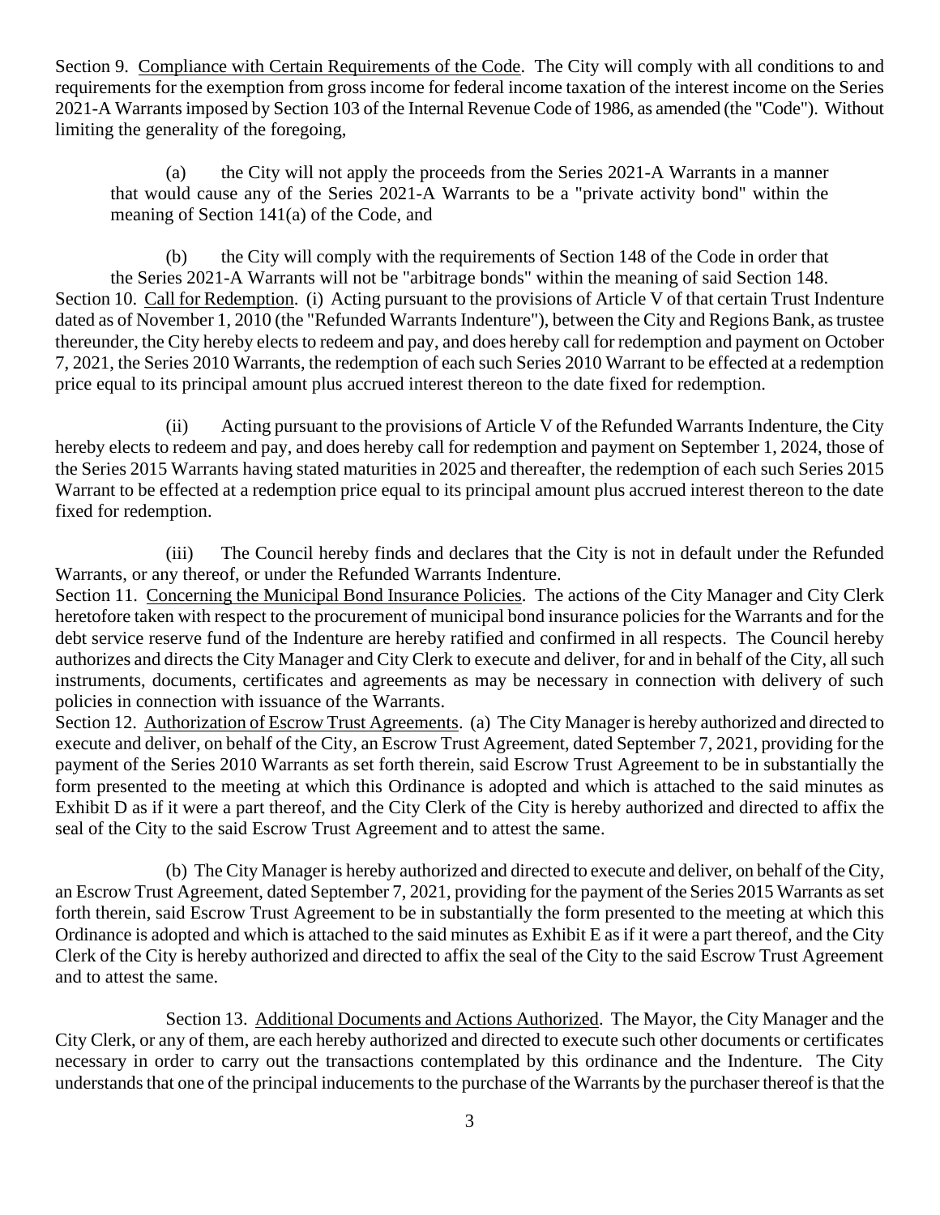Section 9. Compliance with Certain Requirements of the Code. The City will comply with all conditions to and requirements for the exemption from gross income for federal income taxation of the interest income on the Series 2021-A Warrants imposed by Section 103 of the Internal Revenue Code of 1986, as amended (the "Code"). Without limiting the generality of the foregoing,

(a) the City will not apply the proceeds from the Series 2021-A Warrants in a manner that would cause any of the Series 2021-A Warrants to be a "private activity bond" within the meaning of Section 141(a) of the Code, and

(b) the City will comply with the requirements of Section 148 of the Code in order that the Series 2021-A Warrants will not be "arbitrage bonds" within the meaning of said Section 148.

Section 10. Call for Redemption. (i) Acting pursuant to the provisions of Article V of that certain Trust Indenture dated as of November 1, 2010 (the "Refunded Warrants Indenture"), between the City and Regions Bank, as trustee thereunder, the City hereby elects to redeem and pay, and does hereby call for redemption and payment on October 7, 2021, the Series 2010 Warrants, the redemption of each such Series 2010 Warrant to be effected at a redemption price equal to its principal amount plus accrued interest thereon to the date fixed for redemption.

(ii) Acting pursuant to the provisions of Article V of the Refunded Warrants Indenture, the City hereby elects to redeem and pay, and does hereby call for redemption and payment on September 1, 2024, those of the Series 2015 Warrants having stated maturities in 2025 and thereafter, the redemption of each such Series 2015 Warrant to be effected at a redemption price equal to its principal amount plus accrued interest thereon to the date fixed for redemption.

(iii) The Council hereby finds and declares that the City is not in default under the Refunded Warrants, or any thereof, or under the Refunded Warrants Indenture.

Section 11. Concerning the Municipal Bond Insurance Policies. The actions of the City Manager and City Clerk heretofore taken with respect to the procurement of municipal bond insurance policies for the Warrants and for the debt service reserve fund of the Indenture are hereby ratified and confirmed in all respects. The Council hereby authorizes and directs the City Manager and City Clerk to execute and deliver, for and in behalf of the City, all such instruments, documents, certificates and agreements as may be necessary in connection with delivery of such policies in connection with issuance of the Warrants.

Section 12. Authorization of Escrow Trust Agreements. (a) The City Manager is hereby authorized and directed to execute and deliver, on behalf of the City, an Escrow Trust Agreement, dated September 7, 2021, providing for the payment of the Series 2010 Warrants as set forth therein, said Escrow Trust Agreement to be in substantially the form presented to the meeting at which this Ordinance is adopted and which is attached to the said minutes as Exhibit D as if it were a part thereof, and the City Clerk of the City is hereby authorized and directed to affix the seal of the City to the said Escrow Trust Agreement and to attest the same.

(b) The City Manager is hereby authorized and directed to execute and deliver, on behalf of the City, an Escrow Trust Agreement, dated September 7, 2021, providing for the payment of the Series 2015 Warrants as set forth therein, said Escrow Trust Agreement to be in substantially the form presented to the meeting at which this Ordinance is adopted and which is attached to the said minutes as Exhibit E as if it were a part thereof, and the City Clerk of the City is hereby authorized and directed to affix the seal of the City to the said Escrow Trust Agreement and to attest the same.

Section 13. Additional Documents and Actions Authorized. The Mayor, the City Manager and the City Clerk, or any of them, are each hereby authorized and directed to execute such other documents or certificates necessary in order to carry out the transactions contemplated by this ordinance and the Indenture. The City understands that one of the principal inducements to the purchase of the Warrants by the purchaser thereof is that the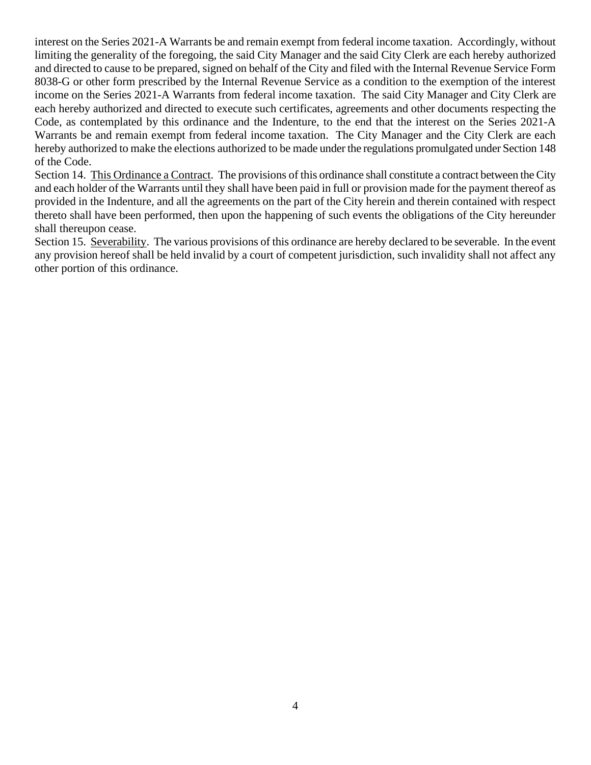interest on the Series 2021-A Warrants be and remain exempt from federal income taxation. Accordingly, without limiting the generality of the foregoing, the said City Manager and the said City Clerk are each hereby authorized and directed to cause to be prepared, signed on behalf of the City and filed with the Internal Revenue Service Form 8038-G or other form prescribed by the Internal Revenue Service as a condition to the exemption of the interest income on the Series 2021-A Warrants from federal income taxation. The said City Manager and City Clerk are each hereby authorized and directed to execute such certificates, agreements and other documents respecting the Code, as contemplated by this ordinance and the Indenture, to the end that the interest on the Series 2021-A Warrants be and remain exempt from federal income taxation. The City Manager and the City Clerk are each hereby authorized to make the elections authorized to be made under the regulations promulgated under Section 148 of the Code.

Section 14. <u>This Ordinance a Contract</u>. The provisions of this ordinance shall constitute a contract between the City and each holder of the Warrants until they shall have been paid in full or provision made for the payment thereof as provided in the Indenture, and all the agreements on the part of the City herein and therein contained with respect thereto shall have been performed, then upon the happening of such events the obligations of the City hereunder shall thereupon cease.

Section 15. <u>Severability</u>. The various provisions of this ordinance are hereby declared to be severable. In the event any provision hereof shall be held invalid by a court of competent jurisdiction, such invalidity shall not affect any other portion of this ordinance.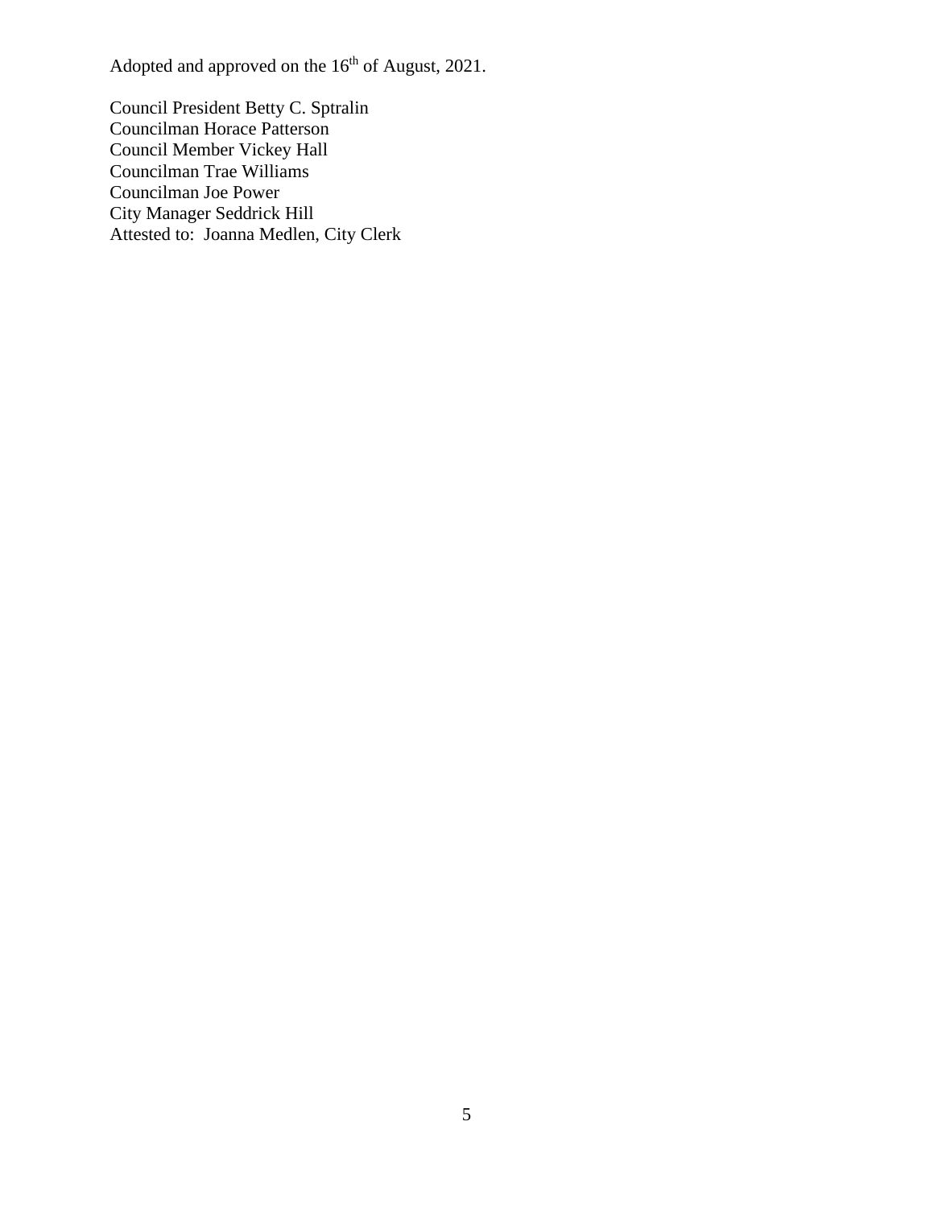Adopted and approved on the 16th of August, 2021.

Council President Betty C. Sptralin
Councilman Horace Patterson
Council Member Vickey Hall
Councilman Trae Williams
Councilman Joe Power
City Manager Seddrick Hill
Attested to: Joanna Medlen, City Clerk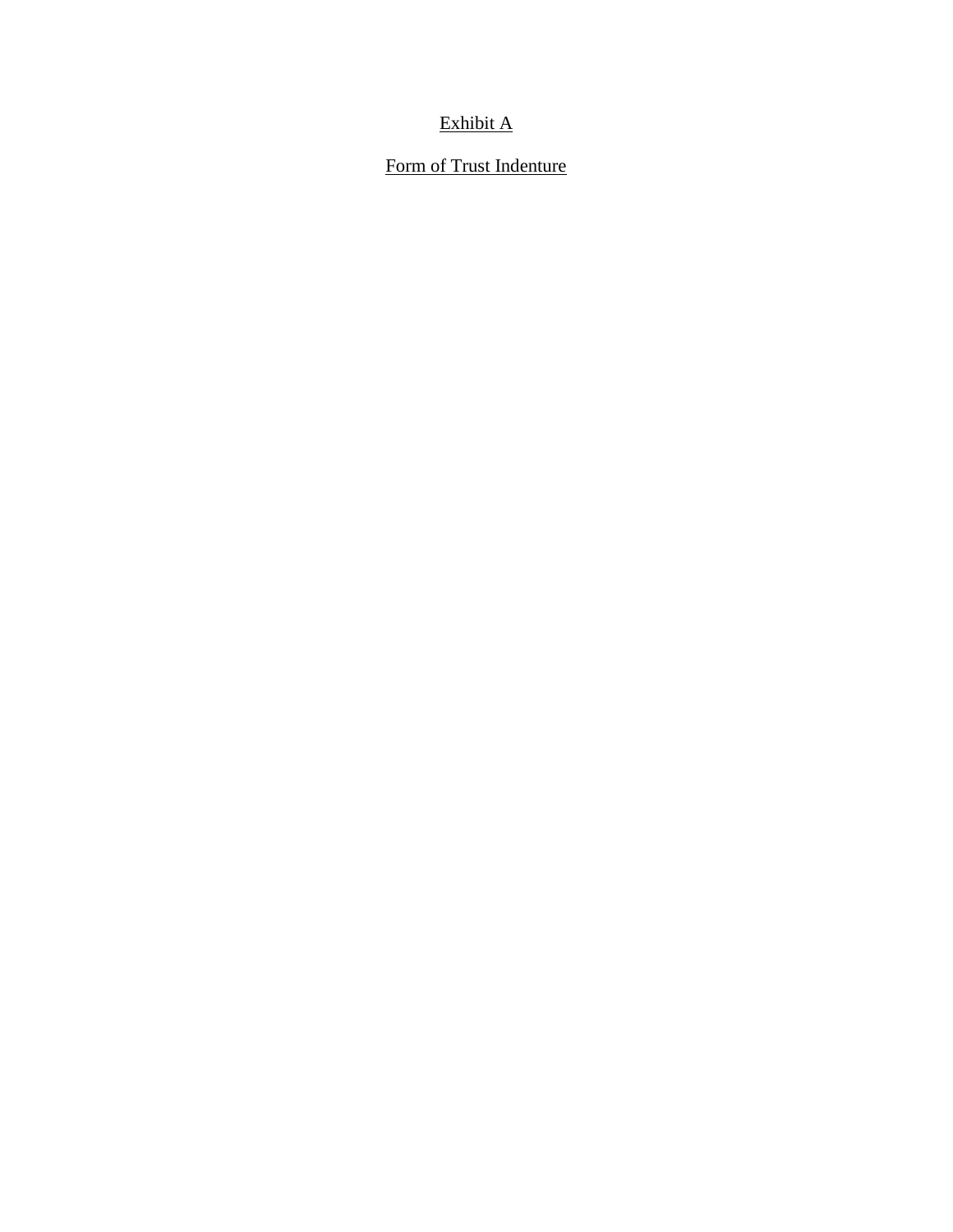Exhibit A

Form of Trust Indenture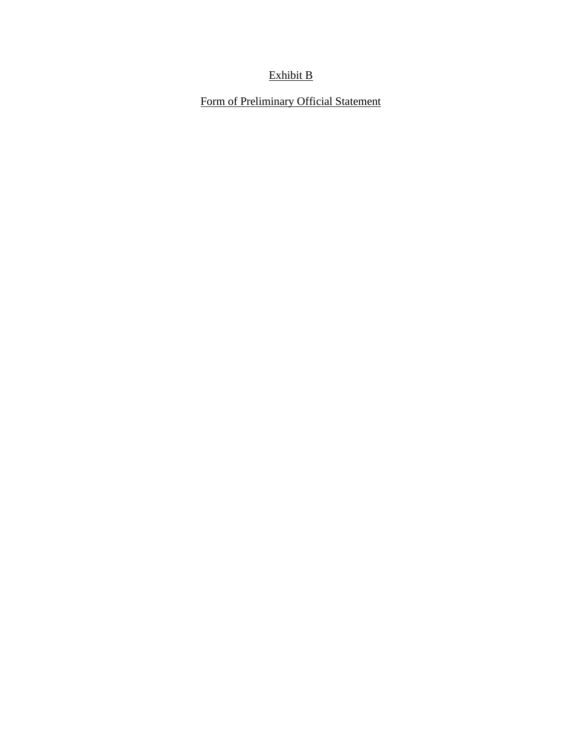Exhibit B

Form of Preliminary Official Statement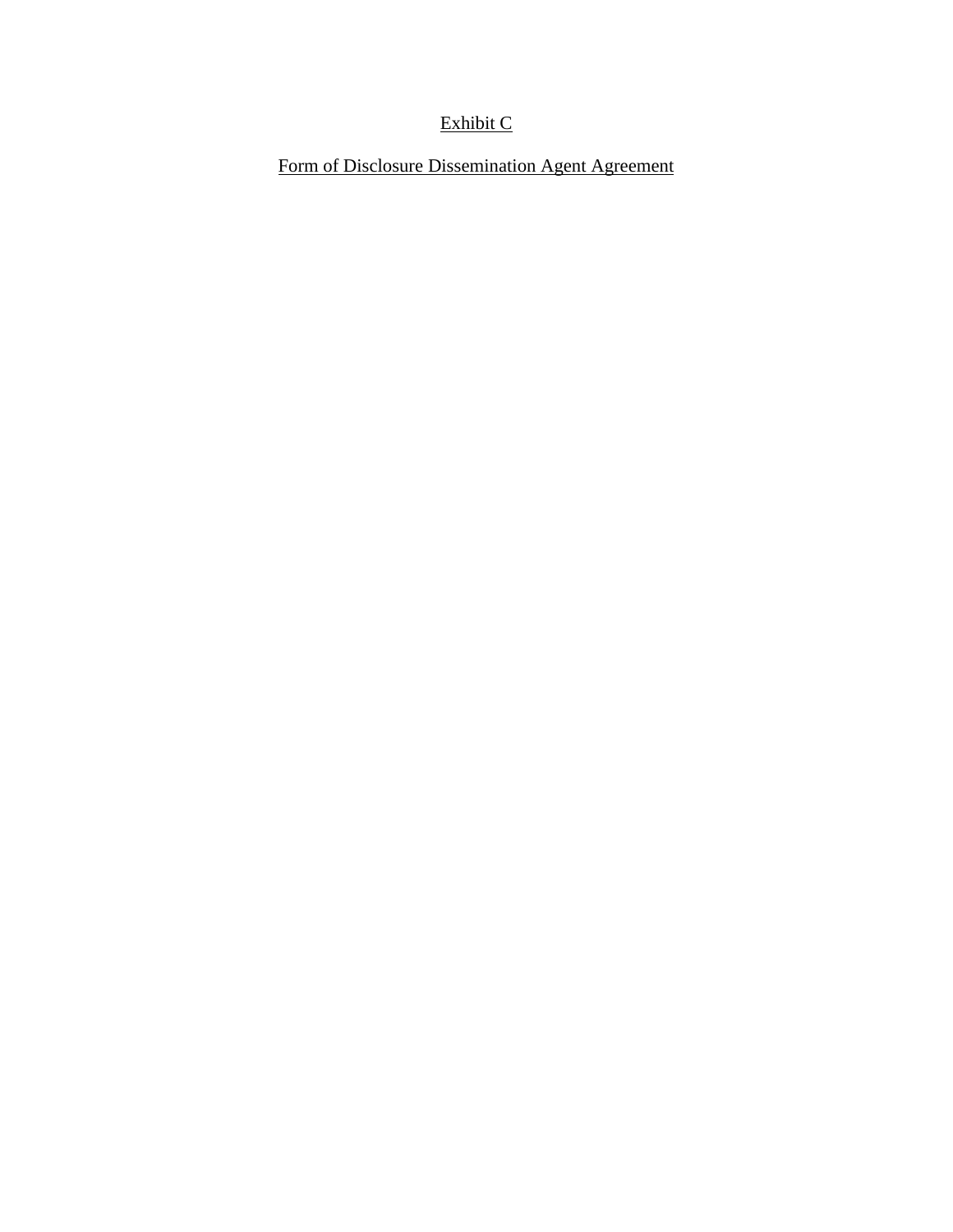Exhibit C

Form of Disclosure Dissemination Agent Agreement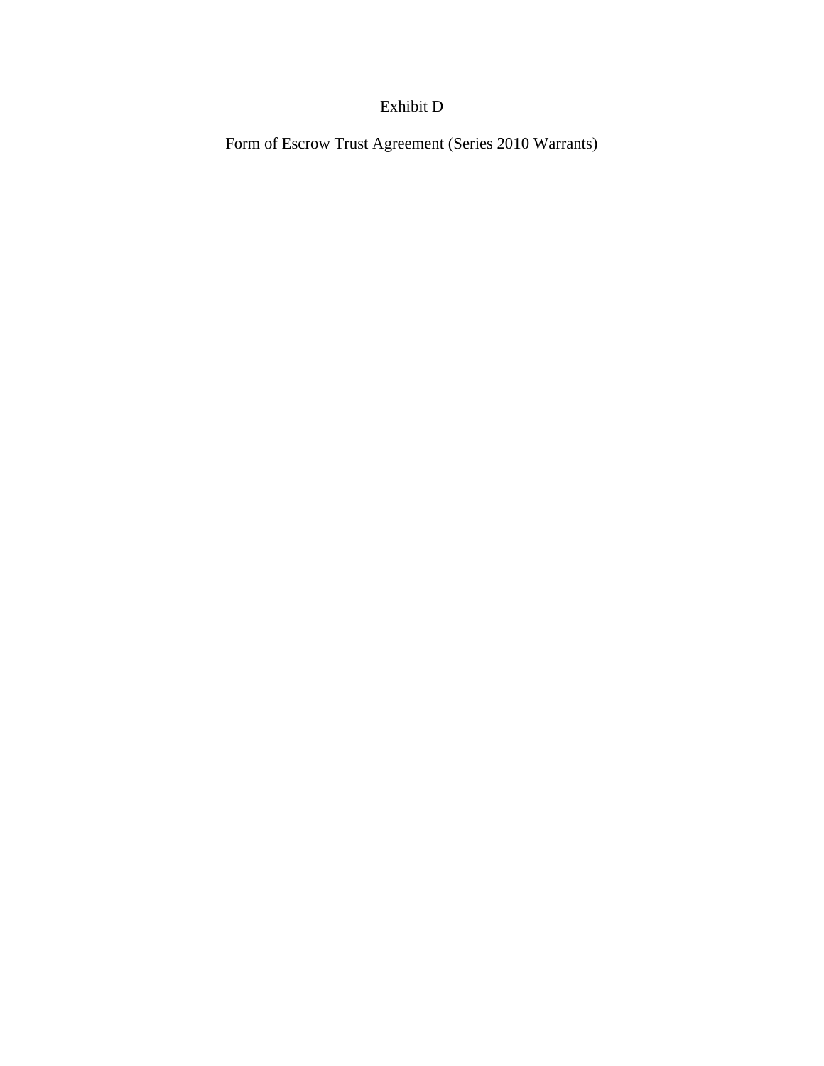Exhibit D

Form of Escrow Trust Agreement (Series 2010 Warrants)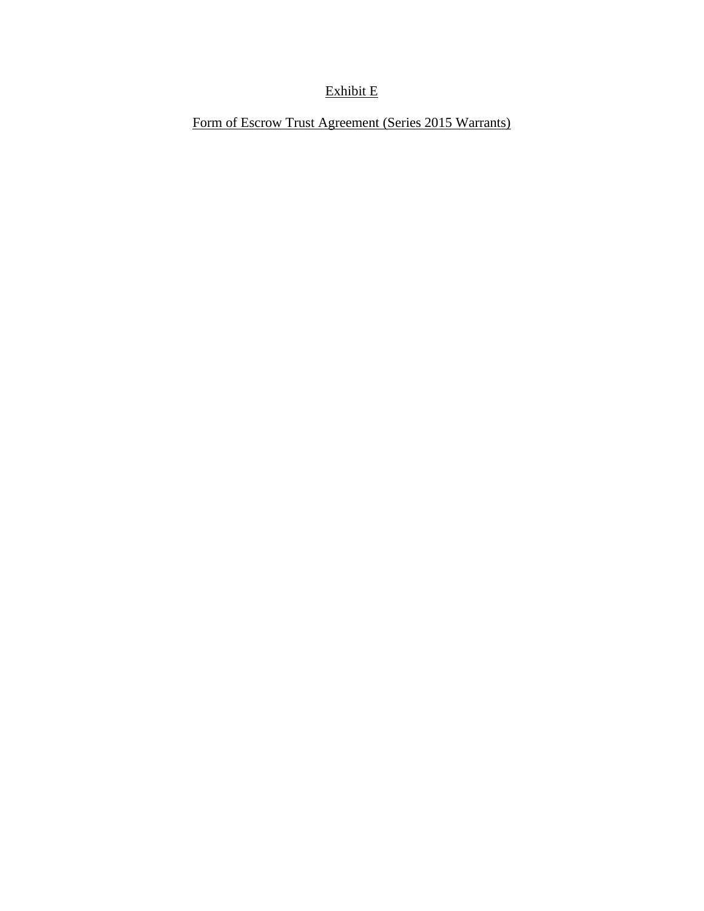Exhibit E

Form of Escrow Trust Agreement (Series 2015 Warrants)